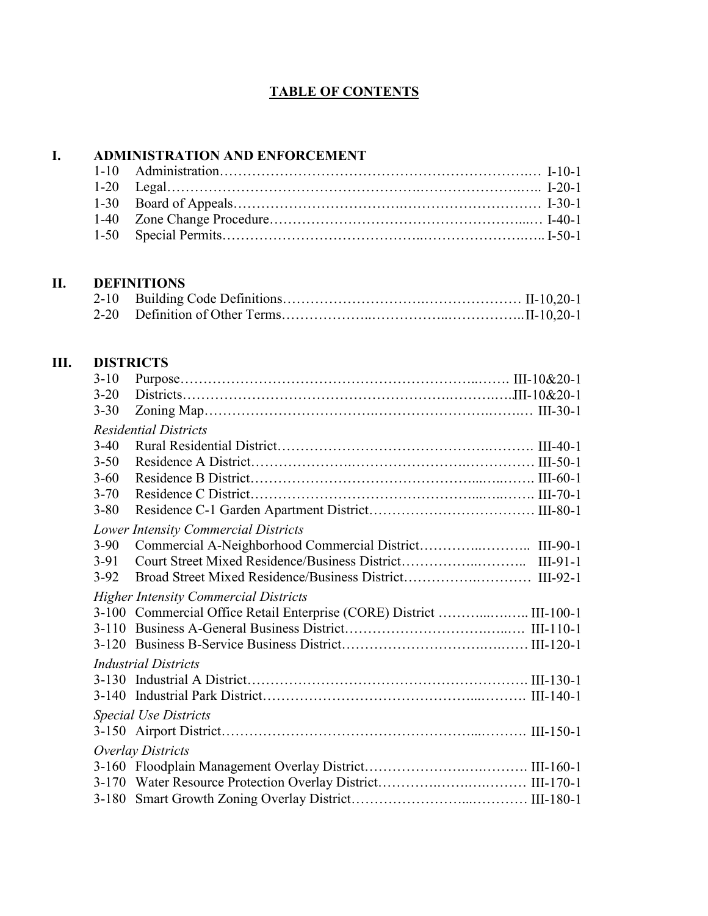# TABLE OF CONTENTS

## I. ADMINISTRATION AND ENFORCEMENT

1-10 Administration……………………………………………………………… I-10-1
1-20 Legal……………………………………………………………………… I-20-1
1-30 Board of Appeals…………………………………………………………… I-30-1
1-40 Zone Change Procedure……………………………………………………… I-40-1
1-50 Special Permits……………………………………………………………… I-50-1

## II. DEFINITIONS

2-10 Building Code Definitions………………………………………………… II-10,20-1
2-20 Definition of Other Terms………………………………………………… II-10,20-1

## III. DISTRICTS

3-10 Purpose…………………………………………………………………… III-10&20-1
3-20 Districts…………………………………………………………………… III-10&20-1
3-30 Zoning Map………………………………………………………………… III-30-1

*Residential Districts*

3-40 Rural Residential District………………………………………………… III-40-1
3-50 Residence A District……………………………………………………… III-50-1
3-60 Residence B District……………………………………………………… III-60-1
3-70 Residence C District……………………………………………………… III-70-1
3-80 Residence C-1 Garden Apartment District……………………………… III-80-1

*Lower Intensity Commercial Districts*

3-90 Commercial A-Neighborhood Commercial District……………………… III-90-1
3-91 Court Street Mixed Residence/Business District………………………… III-91-1
3-92 Broad Street Mixed Residence/Business District………………………… III-92-1

*Higher Intensity Commercial Districts*

3-100 Commercial Office Retail Enterprise (CORE) District ………………… III-100-1
3-110 Business A-General Business District…………………………………… III-110-1
3-120 Business B-Service Business District…………………………………… III-120-1

*Industrial Districts*

3-130 Industrial A District……………………………………………………… III-130-1
3-140 Industrial Park District…………………………………………………… III-140-1

*Special Use Districts*

3-150 Airport District…………………………………………………………… III-150-1

*Overlay Districts*

3-160 Floodplain Management Overlay District……………………………… III-160-1
3-170 Water Resource Protection Overlay District…………………………… III-170-1
3-180 Smart Growth Zoning Overlay District………………………………… III-180-1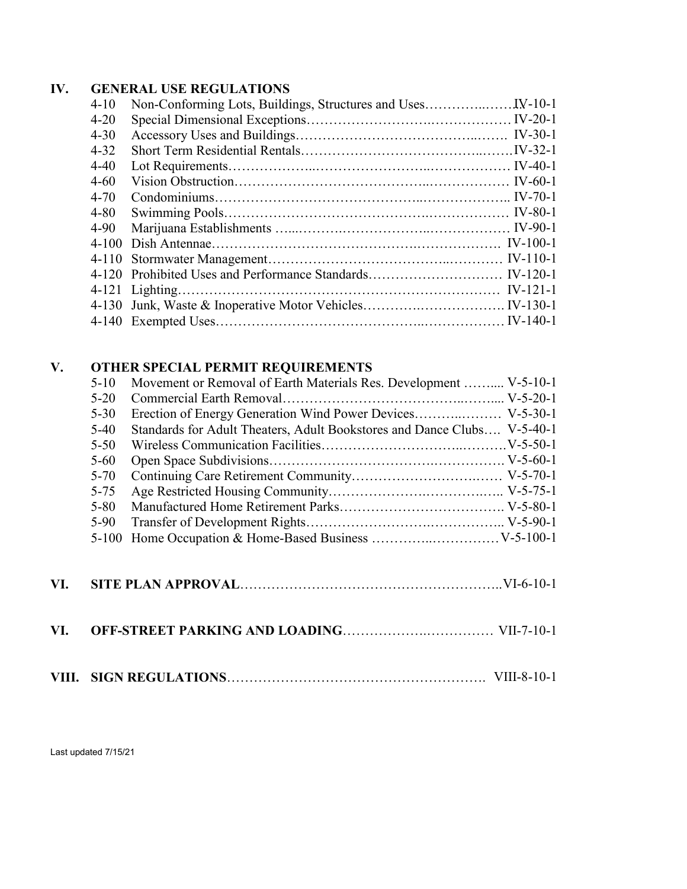## IV. GENERAL USE REGULATIONS

| | | |
|---|---|---|
| 4-10 | Non-Conforming Lots, Buildings, Structures and Uses | IV-10-1 |
| 4-20 | Special Dimensional Exceptions | IV-20-1 |
| 4-30 | Accessory Uses and Buildings | IV-30-1 |
| 4-32 | Short Term Residential Rentals | IV-32-1 |
| 4-40 | Lot Requirements | IV-40-1 |
| 4-60 | Vision Obstruction | IV-60-1 |
| 4-70 | Condominiums | IV-70-1 |
| 4-80 | Swimming Pools | IV-80-1 |
| 4-90 | Marijuana Establishments | IV-90-1 |
| 4-100 | Dish Antennae | IV-100-1 |
| 4-110 | Stormwater Management | IV-110-1 |
| 4-120 | Prohibited Uses and Performance Standards | IV-120-1 |
| 4-121 | Lighting | IV-121-1 |
| 4-130 | Junk, Waste & Inoperative Motor Vehicles | IV-130-1 |
| 4-140 | Exempted Uses | IV-140-1 |

## V. OTHER SPECIAL PERMIT REQUIREMENTS

| | | |
|---|---|---|
| 5-10 | Movement or Removal of Earth Materials Res. Development | V-5-10-1 |
| 5-20 | Commercial Earth Removal | V-5-20-1 |
| 5-30 | Erection of Energy Generation Wind Power Devices | V-5-30-1 |
| 5-40 | Standards for Adult Theaters, Adult Bookstores and Dance Clubs | V-5-40-1 |
| 5-50 | Wireless Communication Facilities | V-5-50-1 |
| 5-60 | Open Space Subdivisions | V-5-60-1 |
| 5-70 | Continuing Care Retirement Community | V-5-70-1 |
| 5-75 | Age Restricted Housing Community | V-5-75-1 |
| 5-80 | Manufactured Home Retirement Parks | V-5-80-1 |
| 5-90 | Transfer of Development Rights | V-5-90-1 |
| 5-100 | Home Occupation & Home-Based Business | V-5-100-1 |

## VI. SITE PLAN APPROVAL …… VI-6-10-1

## VI. OFF-STREET PARKING AND LOADING …… VII-7-10-1

## VIII. SIGN REGULATIONS …… VIII-8-10-1

Last updated 7/15/21